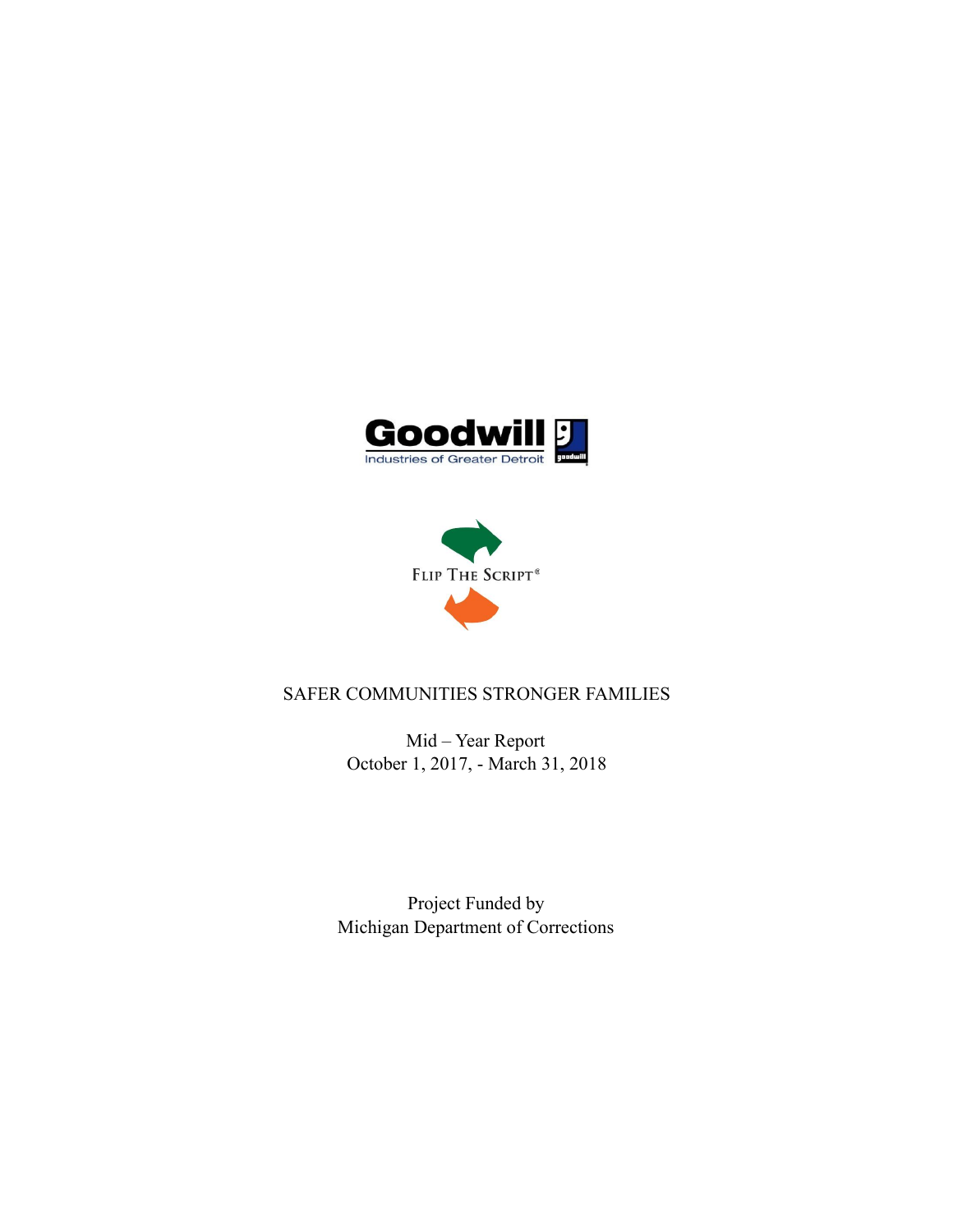Goodwill
Industries of Greater Detroit

FLIP THE SCRIPT®

SAFER COMMUNITIES STRONGER FAMILIES

Mid – Year Report
October 1, 2017, - March 31, 2018

Project Funded by
Michigan Department of Corrections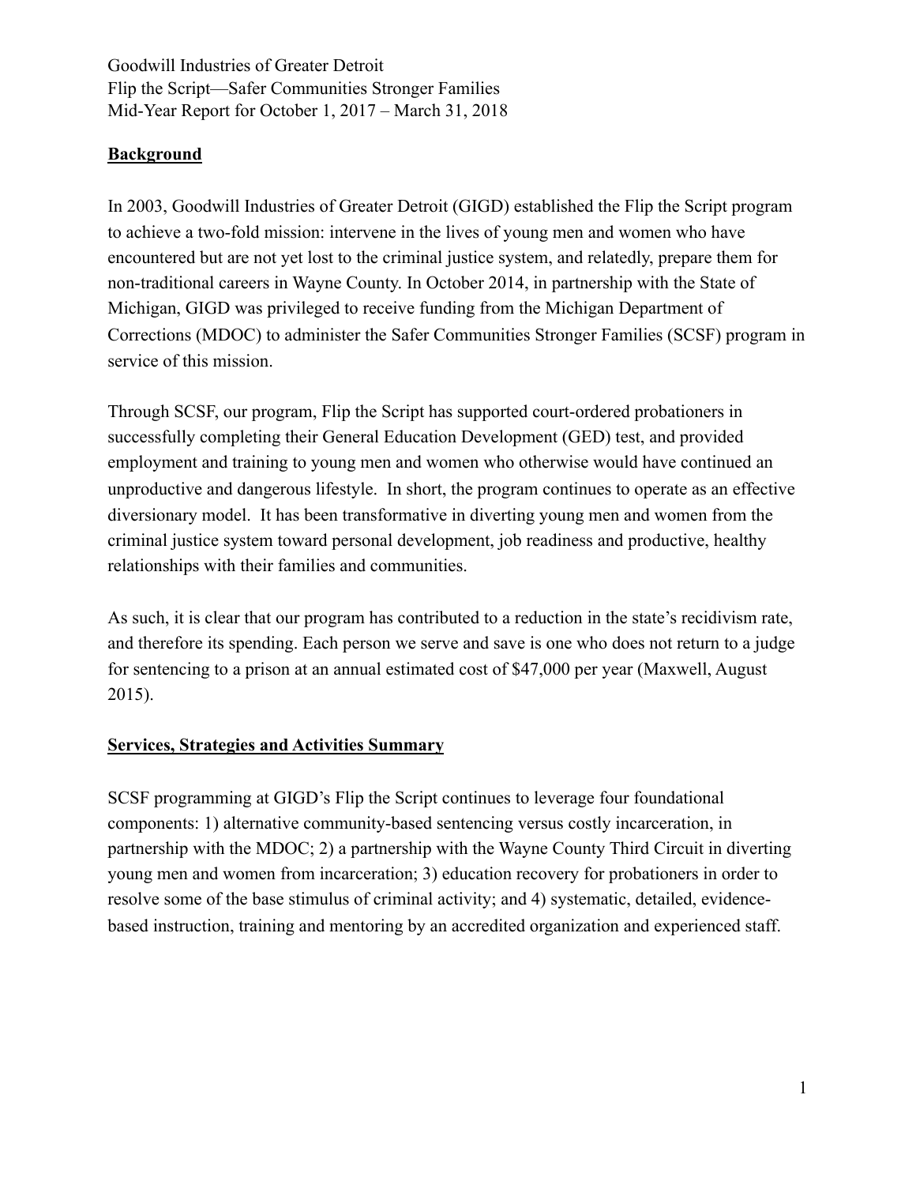Goodwill Industries of Greater Detroit
Flip the Script—Safer Communities Stronger Families
Mid-Year Report for October 1, 2017 – March 31, 2018

## Background

In 2003, Goodwill Industries of Greater Detroit (GIGD) established the Flip the Script program to achieve a two-fold mission: intervene in the lives of young men and women who have encountered but are not yet lost to the criminal justice system, and relatedly, prepare them for non-traditional careers in Wayne County. In October 2014, in partnership with the State of Michigan, GIGD was privileged to receive funding from the Michigan Department of Corrections (MDOC) to administer the Safer Communities Stronger Families (SCSF) program in service of this mission.

Through SCSF, our program, Flip the Script has supported court-ordered probationers in successfully completing their General Education Development (GED) test, and provided employment and training to young men and women who otherwise would have continued an unproductive and dangerous lifestyle. In short, the program continues to operate as an effective diversionary model. It has been transformative in diverting young men and women from the criminal justice system toward personal development, job readiness and productive, healthy relationships with their families and communities.

As such, it is clear that our program has contributed to a reduction in the state's recidivism rate, and therefore its spending. Each person we serve and save is one who does not return to a judge for sentencing to a prison at an annual estimated cost of $47,000 per year (Maxwell, August 2015).

## Services, Strategies and Activities Summary

SCSF programming at GIGD's Flip the Script continues to leverage four foundational components: 1) alternative community-based sentencing versus costly incarceration, in partnership with the MDOC; 2) a partnership with the Wayne County Third Circuit in diverting young men and women from incarceration; 3) education recovery for probationers in order to resolve some of the base stimulus of criminal activity; and 4) systematic, detailed, evidence-based instruction, training and mentoring by an accredited organization and experienced staff.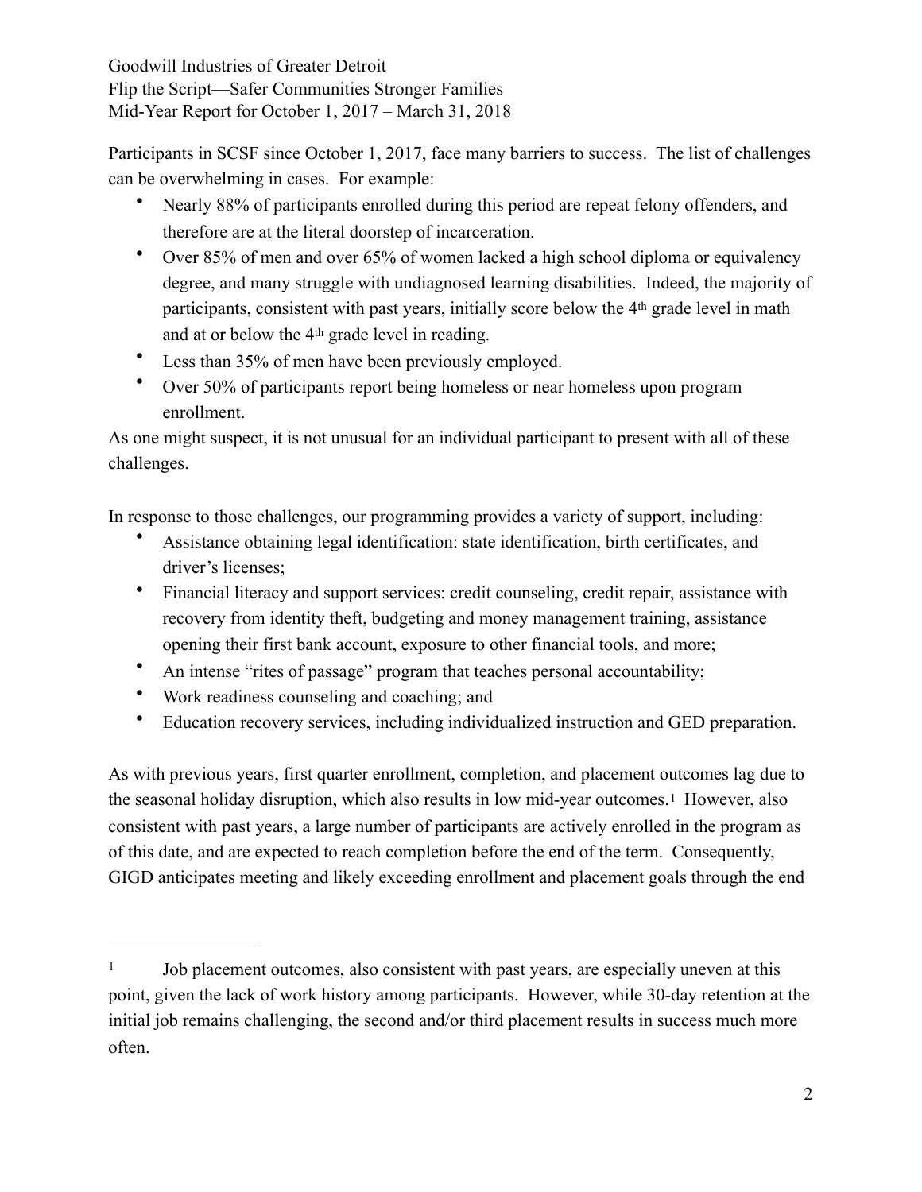Goodwill Industries of Greater Detroit
Flip the Script—Safer Communities Stronger Families
Mid-Year Report for October 1, 2017 – March 31, 2018

Participants in SCSF since October 1, 2017, face many barriers to success. The list of challenges can be overwhelming in cases. For example:

- Nearly 88% of participants enrolled during this period are repeat felony offenders, and therefore are at the literal doorstep of incarceration.
- Over 85% of men and over 65% of women lacked a high school diploma or equivalency degree, and many struggle with undiagnosed learning disabilities. Indeed, the majority of participants, consistent with past years, initially score below the 4th grade level in math and at or below the 4th grade level in reading.
- Less than 35% of men have been previously employed.
- Over 50% of participants report being homeless or near homeless upon program enrollment.

As one might suspect, it is not unusual for an individual participant to present with all of these challenges.

In response to those challenges, our programming provides a variety of support, including:

- Assistance obtaining legal identification: state identification, birth certificates, and driver's licenses;
- Financial literacy and support services: credit counseling, credit repair, assistance with recovery from identity theft, budgeting and money management training, assistance opening their first bank account, exposure to other financial tools, and more;
- An intense "rites of passage" program that teaches personal accountability;
- Work readiness counseling and coaching; and
- Education recovery services, including individualized instruction and GED preparation.

As with previous years, first quarter enrollment, completion, and placement outcomes lag due to the seasonal holiday disruption, which also results in low mid-year outcomes.[1] However, also consistent with past years, a large number of participants are actively enrolled in the program as of this date, and are expected to reach completion before the end of the term. Consequently, GIGD anticipates meeting and likely exceeding enrollment and placement goals through the end

---

[1] Job placement outcomes, also consistent with past years, are especially uneven at this point, given the lack of work history among participants. However, while 30-day retention at the initial job remains challenging, the second and/or third placement results in success much more often.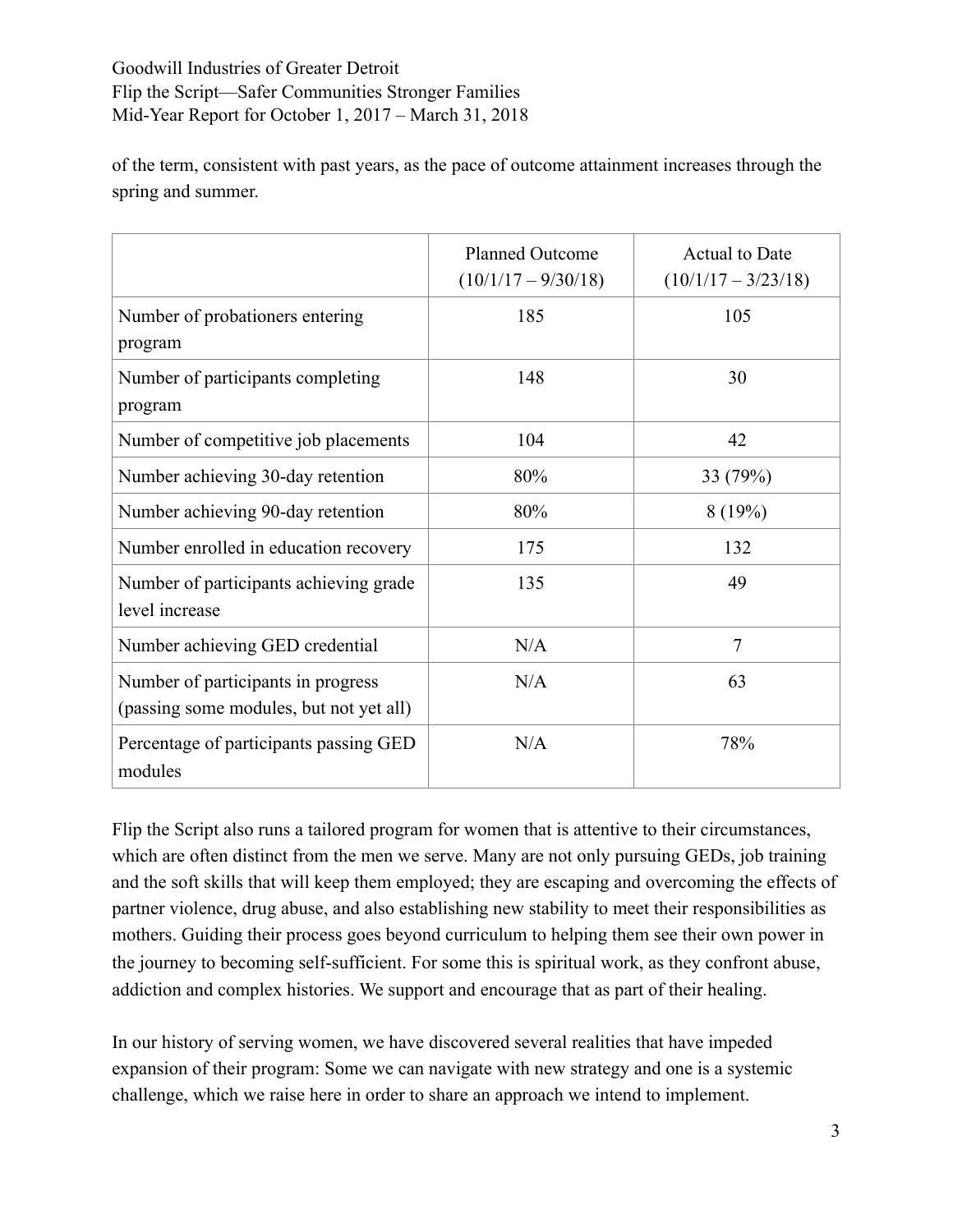of the term, consistent with past years, as the pace of outcome attainment increases through the spring and summer.

| | Planned Outcome (10/1/17 – 9/30/18) | Actual to Date (10/1/17 – 3/23/18) |
|---|---|---|
| Number of probationers entering program | 185 | 105 |
| Number of participants completing program | 148 | 30 |
| Number of competitive job placements | 104 | 42 |
| Number achieving 30-day retention | 80% | 33 (79%) |
| Number achieving 90-day retention | 80% | 8 (19%) |
| Number enrolled in education recovery | 175 | 132 |
| Number of participants achieving grade level increase | 135 | 49 |
| Number achieving GED credential | N/A | 7 |
| Number of participants in progress (passing some modules, but not yet all) | N/A | 63 |
| Percentage of participants passing GED modules | N/A | 78% |

Flip the Script also runs a tailored program for women that is attentive to their circumstances, which are often distinct from the men we serve. Many are not only pursuing GEDs, job training and the soft skills that will keep them employed; they are escaping and overcoming the effects of partner violence, drug abuse, and also establishing new stability to meet their responsibilities as mothers. Guiding their process goes beyond curriculum to helping them see their own power in the journey to becoming self-sufficient. For some this is spiritual work, as they confront abuse, addiction and complex histories. We support and encourage that as part of their healing.

In our history of serving women, we have discovered several realities that have impeded expansion of their program: Some we can navigate with new strategy and one is a systemic challenge, which we raise here in order to share an approach we intend to implement.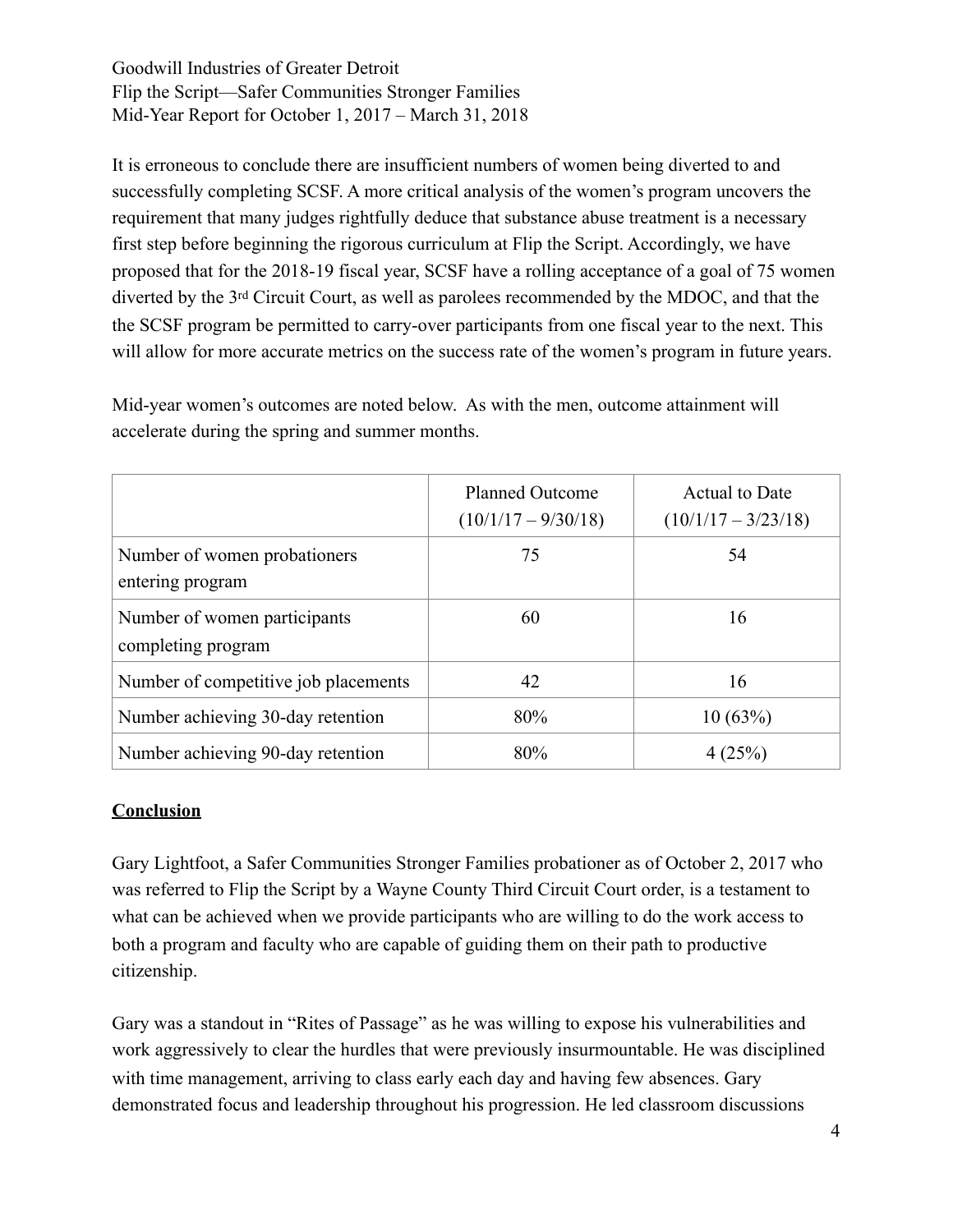It is erroneous to conclude there are insufficient numbers of women being diverted to and successfully completing SCSF. A more critical analysis of the women's program uncovers the requirement that many judges rightfully deduce that substance abuse treatment is a necessary first step before beginning the rigorous curriculum at Flip the Script. Accordingly, we have proposed that for the 2018-19 fiscal year, SCSF have a rolling acceptance of a goal of 75 women diverted by the 3rd Circuit Court, as well as parolees recommended by the MDOC, and that the the SCSF program be permitted to carry-over participants from one fiscal year to the next. This will allow for more accurate metrics on the success rate of the women's program in future years.

Mid-year women's outcomes are noted below. As with the men, outcome attainment will accelerate during the spring and summer months.

| | Planned Outcome (10/1/17 – 9/30/18) | Actual to Date (10/1/17 – 3/23/18) |
|---|---|---|
| Number of women probationers entering program | 75 | 54 |
| Number of women participants completing program | 60 | 16 |
| Number of competitive job placements | 42 | 16 |
| Number achieving 30-day retention | 80% | 10 (63%) |
| Number achieving 90-day retention | 80% | 4 (25%) |

## Conclusion

Gary Lightfoot, a Safer Communities Stronger Families probationer as of October 2, 2017 who was referred to Flip the Script by a Wayne County Third Circuit Court order, is a testament to what can be achieved when we provide participants who are willing to do the work access to both a program and faculty who are capable of guiding them on their path to productive citizenship.

Gary was a standout in "Rites of Passage" as he was willing to expose his vulnerabilities and work aggressively to clear the hurdles that were previously insurmountable. He was disciplined with time management, arriving to class early each day and having few absences. Gary demonstrated focus and leadership throughout his progression. He led classroom discussions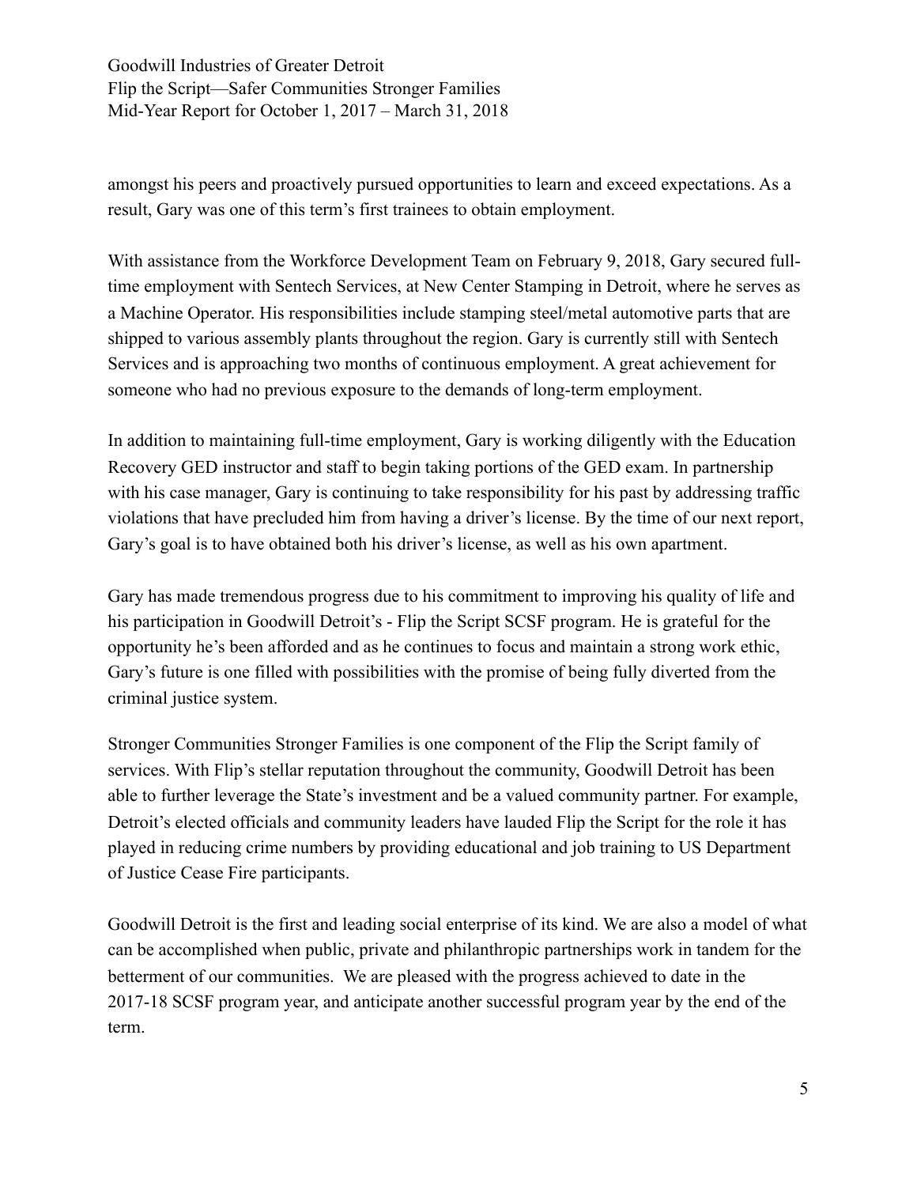amongst his peers and proactively pursued opportunities to learn and exceed expectations. As a result, Gary was one of this term's first trainees to obtain employment.

With assistance from the Workforce Development Team on February 9, 2018, Gary secured full-time employment with Sentech Services, at New Center Stamping in Detroit, where he serves as a Machine Operator. His responsibilities include stamping steel/metal automotive parts that are shipped to various assembly plants throughout the region. Gary is currently still with Sentech Services and is approaching two months of continuous employment. A great achievement for someone who had no previous exposure to the demands of long-term employment.

In addition to maintaining full-time employment, Gary is working diligently with the Education Recovery GED instructor and staff to begin taking portions of the GED exam. In partnership with his case manager, Gary is continuing to take responsibility for his past by addressing traffic violations that have precluded him from having a driver's license. By the time of our next report, Gary's goal is to have obtained both his driver's license, as well as his own apartment.

Gary has made tremendous progress due to his commitment to improving his quality of life and his participation in Goodwill Detroit's - Flip the Script SCSF program. He is grateful for the opportunity he's been afforded and as he continues to focus and maintain a strong work ethic, Gary's future is one filled with possibilities with the promise of being fully diverted from the criminal justice system.

Stronger Communities Stronger Families is one component of the Flip the Script family of services. With Flip's stellar reputation throughout the community, Goodwill Detroit has been able to further leverage the State's investment and be a valued community partner. For example, Detroit's elected officials and community leaders have lauded Flip the Script for the role it has played in reducing crime numbers by providing educational and job training to US Department of Justice Cease Fire participants.

Goodwill Detroit is the first and leading social enterprise of its kind. We are also a model of what can be accomplished when public, private and philanthropic partnerships work in tandem for the betterment of our communities. We are pleased with the progress achieved to date in the 2017-18 SCSF program year, and anticipate another successful program year by the end of the term.